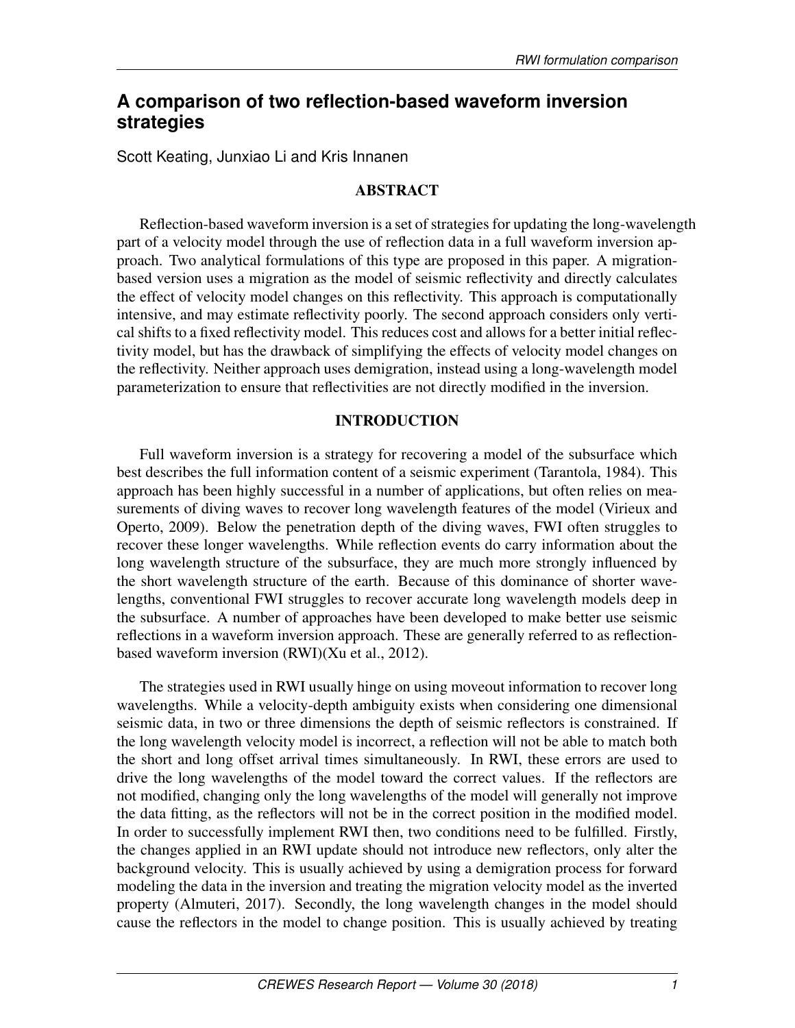# A comparison of two reflection-based waveform inversion strategies

Scott Keating, Junxiao Li and Kris Innanen

## ABSTRACT

Reflection-based waveform inversion is a set of strategies for updating the long-wavelength part of a velocity model through the use of reflection data in a full waveform inversion approach. Two analytical formulations of this type are proposed in this paper. A migration-based version uses a migration as the model of seismic reflectivity and directly calculates the effect of velocity model changes on this reflectivity. This approach is computationally intensive, and may estimate reflectivity poorly. The second approach considers only vertical shifts to a fixed reflectivity model. This reduces cost and allows for a better initial reflectivity model, but has the drawback of simplifying the effects of velocity model changes on the reflectivity. Neither approach uses demigration, instead using a long-wavelength model parameterization to ensure that reflectivities are not directly modified in the inversion.

## INTRODUCTION

Full waveform inversion is a strategy for recovering a model of the subsurface which best describes the full information content of a seismic experiment (Tarantola, 1984). This approach has been highly successful in a number of applications, but often relies on measurements of diving waves to recover long wavelength features of the model (Virieux and Operto, 2009). Below the penetration depth of the diving waves, FWI often struggles to recover these longer wavelengths. While reflection events do carry information about the long wavelength structure of the subsurface, they are much more strongly influenced by the short wavelength structure of the earth. Because of this dominance of shorter wavelengths, conventional FWI struggles to recover accurate long wavelength models deep in the subsurface. A number of approaches have been developed to make better use seismic reflections in a waveform inversion approach. These are generally referred to as reflection-based waveform inversion (RWI)(Xu et al., 2012).

The strategies used in RWI usually hinge on using moveout information to recover long wavelengths. While a velocity-depth ambiguity exists when considering one dimensional seismic data, in two or three dimensions the depth of seismic reflectors is constrained. If the long wavelength velocity model is incorrect, a reflection will not be able to match both the short and long offset arrival times simultaneously. In RWI, these errors are used to drive the long wavelengths of the model toward the correct values. If the reflectors are not modified, changing only the long wavelengths of the model will generally not improve the data fitting, as the reflectors will not be in the correct position in the modified model. In order to successfully implement RWI then, two conditions need to be fulfilled. Firstly, the changes applied in an RWI update should not introduce new reflectors, only alter the background velocity. This is usually achieved by using a demigration process for forward modeling the data in the inversion and treating the migration velocity model as the inverted property (Almuteri, 2017). Secondly, the long wavelength changes in the model should cause the reflectors in the model to change position. This is usually achieved by treating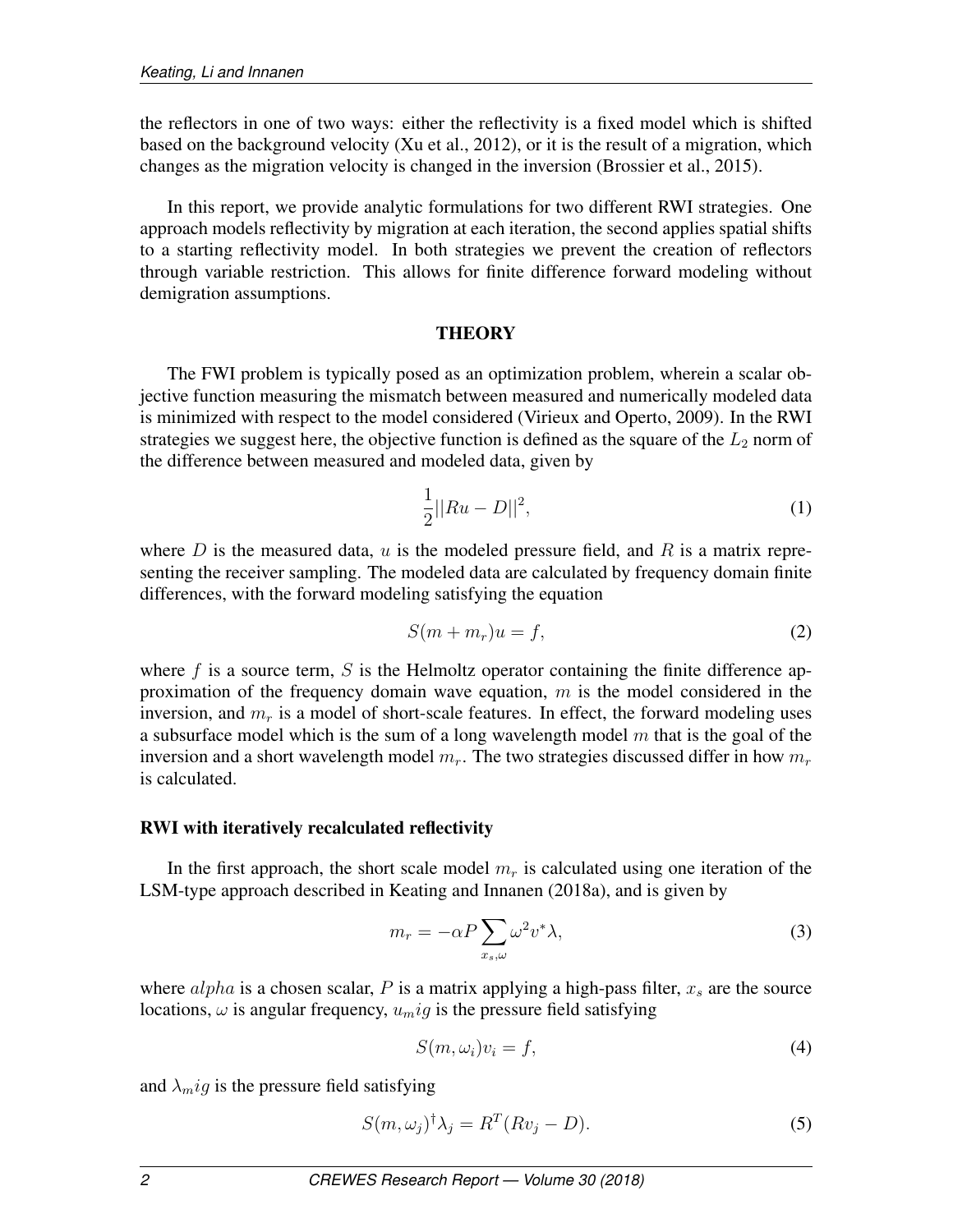the reflectors in one of two ways: either the reflectivity is a fixed model which is shifted based on the background velocity (Xu et al., 2012), or it is the result of a migration, which changes as the migration velocity is changed in the inversion (Brossier et al., 2015).

In this report, we provide analytic formulations for two different RWI strategies. One approach models reflectivity by migration at each iteration, the second applies spatial shifts to a starting reflectivity model. In both strategies we prevent the creation of reflectors through variable restriction. This allows for finite difference forward modeling without demigration assumptions.

## THEORY

The FWI problem is typically posed as an optimization problem, wherein a scalar objective function measuring the mismatch between measured and numerically modeled data is minimized with respect to the model considered (Virieux and Operto, 2009). In the RWI strategies we suggest here, the objective function is defined as the square of the $L_2$ norm of the difference between measured and modeled data, given by

$$\frac{1}{2}||Ru - D||^2, \tag{1}$$

where $D$ is the measured data, $u$ is the modeled pressure field, and $R$ is a matrix representing the receiver sampling. The modeled data are calculated by frequency domain finite differences, with the forward modeling satisfying the equation

$$S(m + m_r)u = f, \tag{2}$$

where $f$ is a source term, $S$ is the Helmoltz operator containing the finite difference approximation of the frequency domain wave equation, $m$ is the model considered in the inversion, and $m_r$ is a model of short-scale features. In effect, the forward modeling uses a subsurface model which is the sum of a long wavelength model $m$ that is the goal of the inversion and a short wavelength model $m_r$. The two strategies discussed differ in how $m_r$ is calculated.

### RWI with iteratively recalculated reflectivity

In the first approach, the short scale model $m_r$ is calculated using one iteration of the LSM-type approach described in Keating and Innanen (2018a), and is given by

$$m_r = -\alpha P \sum_{x_s,\omega} \omega^2 v^* \lambda, \tag{3}$$

where $alpha$ is a chosen scalar, $P$ is a matrix applying a high-pass filter, $x_s$ are the source locations, $\omega$ is angular frequency, $u_mig$ is the pressure field satisfying

$$S(m, \omega_i)v_i = f, \tag{4}$$

and $\lambda_mig$ is the pressure field satisfying

$$S(m, \omega_j)^\dagger \lambda_j = R^T(Rv_j - D). \tag{5}$$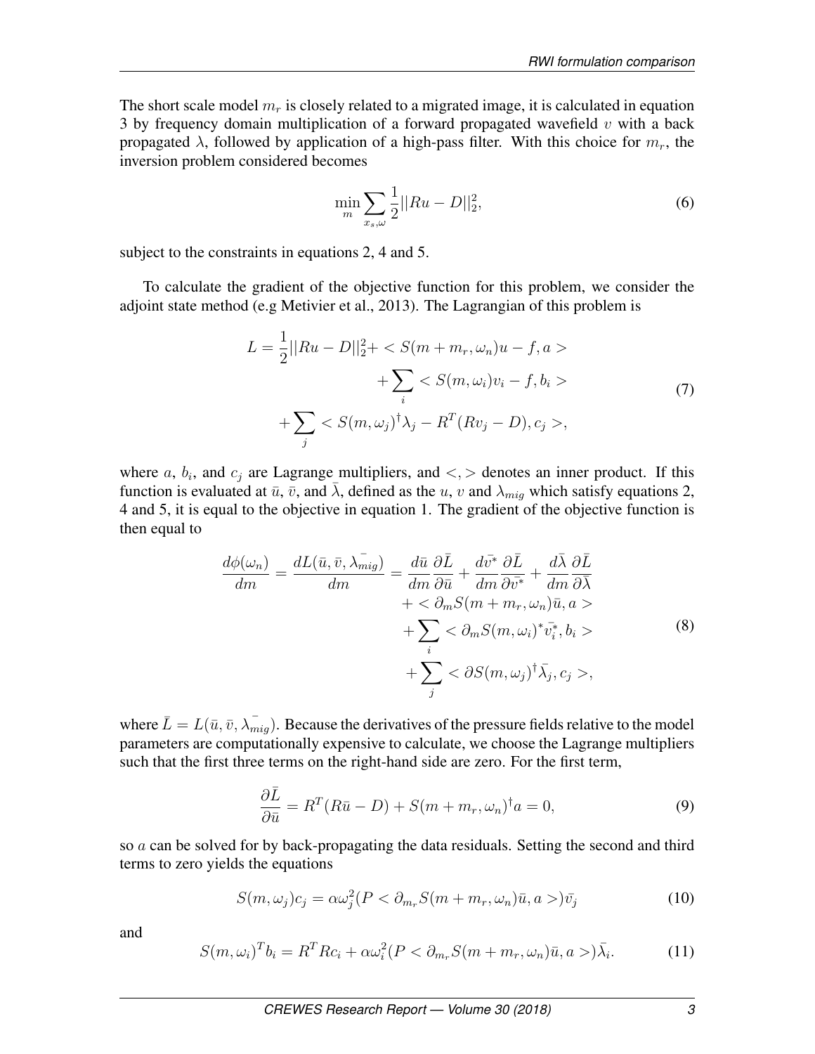The short scale model $m_r$ is closely related to a migrated image, it is calculated in equation 3 by frequency domain multiplication of a forward propagated wavefield $v$ with a back propagated $\lambda$, followed by application of a high-pass filter. With this choice for $m_r$, the inversion problem considered becomes

$$\min_{m} \sum_{x_s,\omega} \frac{1}{2}||Ru - D||_2^2, \tag{6}$$

subject to the constraints in equations 2, 4 and 5.

To calculate the gradient of the objective function for this problem, we consider the adjoint state method (e.g Metivier et al., 2013). The Lagrangian of this problem is

$$\begin{aligned} L = \frac{1}{2}||Ru - D||_2^2 + &< S(m + m_r, \omega_n)u - f, a > \\ &+ \sum_i < S(m, \omega_i)v_i - f, b_i > \\ + \sum_j &< S(m, \omega_j)^\dagger \lambda_j - R^T(Rv_j - D), c_j >, \end{aligned} \tag{7}$$

where $a$, $b_i$, and $c_j$ are Lagrange multipliers, and $<,>$ denotes an inner product. If this function is evaluated at $\bar{u}$, $\bar{v}$, and $\bar{\lambda}$, defined as the $u$, $v$ and $\lambda_{mig}$ which satisfy equations 2, 4 and 5, it is equal to the objective in equation 1. The gradient of the objective function is then equal to

$$\begin{aligned} \frac{d\phi(\omega_n)}{dm} = \frac{dL(\bar{u}, \bar{v}, \bar{\lambda_{mig}})}{dm} = &\frac{d\bar{u}}{dm}\frac{\partial \bar{L}}{\partial \bar{u}} + \frac{d\bar{v^*}}{dm}\frac{\partial \bar{L}}{\partial \bar{v^*}} + \frac{d\bar{\lambda}}{dm}\frac{\partial \bar{L}}{\partial \bar{\lambda}} \\ &+ < \partial_m S(m + m_r, \omega_n)\bar{u}, a > \\ &+ \sum_i < \partial_m S(m, \omega_i)^* \bar{v_i^*}, b_i > \\ &+ \sum_j < \partial S(m, \omega_j)^\dagger \bar{\lambda_j}, c_j >, \end{aligned} \tag{8}$$

where $\bar{L} = L(\bar{u}, \bar{v}, \bar{\lambda_{mig}})$. Because the derivatives of the pressure fields relative to the model parameters are computationally expensive to calculate, we choose the Lagrange multipliers such that the first three terms on the right-hand side are zero. For the first term,

$$\frac{\partial \bar{L}}{\partial \bar{u}} = R^T(R\bar{u} - D) + S(m + m_r, \omega_n)^\dagger a = 0, \tag{9}$$

so $a$ can be solved for by back-propagating the data residuals. Setting the second and third terms to zero yields the equations

$$S(m, \omega_j)c_j = \alpha\omega_j^2(P < \partial_{m_r} S(m + m_r, \omega_n)\bar{u}, a >)\bar{v_j} \tag{10}$$

and

$$S(m, \omega_i)^T b_i = R^T R c_i + \alpha\omega_i^2(P < \partial_{m_r} S(m + m_r, \omega_n)\bar{u}, a >)\bar{\lambda_i}. \tag{11}$$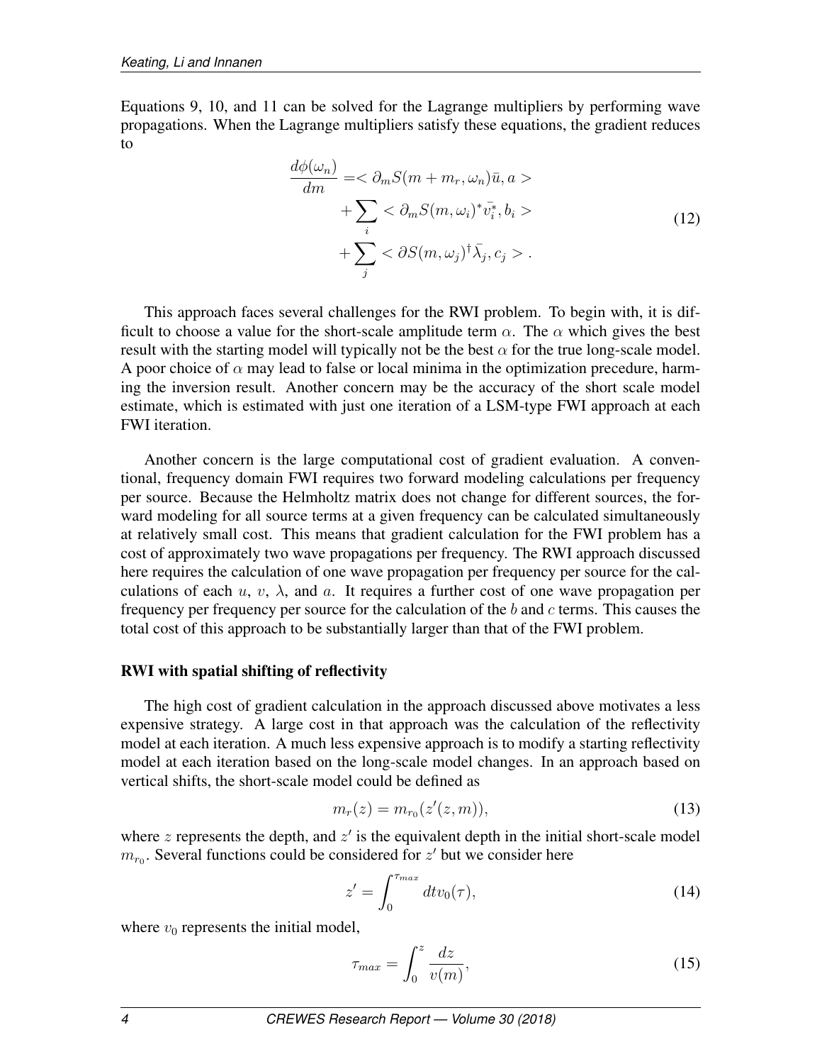Equations 9, 10, and 11 can be solved for the Lagrange multipliers by performing wave propagations. When the Lagrange multipliers satisfy these equations, the gradient reduces to

$$
\begin{aligned}
\frac{d\phi(\omega_n)}{dm} =& < \partial_m S(m + m_r, \omega_n)\bar{u}, a > \\
&+ \sum_i < \partial_m S(m, \omega_i)^* \bar{v_i^*}, b_i > \\
&+ \sum_j < \partial S(m, \omega_j)^\dagger \bar{\lambda_j}, c_j > .
\end{aligned}
\tag{12}
$$

This approach faces several challenges for the RWI problem. To begin with, it is difficult to choose a value for the short-scale amplitude term $\alpha$. The $\alpha$ which gives the best result with the starting model will typically not be the best $\alpha$ for the true long-scale model. A poor choice of $\alpha$ may lead to false or local minima in the optimization precedure, harming the inversion result. Another concern may be the accuracy of the short scale model estimate, which is estimated with just one iteration of a LSM-type FWI approach at each FWI iteration.

Another concern is the large computational cost of gradient evaluation. A conventional, frequency domain FWI requires two forward modeling calculations per frequency per source. Because the Helmholtz matrix does not change for different sources, the forward modeling for all source terms at a given frequency can be calculated simultaneously at relatively small cost. This means that gradient calculation for the FWI problem has a cost of approximately two wave propagations per frequency. The RWI approach discussed here requires the calculation of one wave propagation per frequency per source for the calculations of each $u$, $v$, $\lambda$, and $a$. It requires a further cost of one wave propagation per frequency per frequency per source for the calculation of the $b$ and $c$ terms. This causes the total cost of this approach to be substantially larger than that of the FWI problem.

### RWI with spatial shifting of reflectivity

The high cost of gradient calculation in the approach discussed above motivates a less expensive strategy. A large cost in that approach was the calculation of the reflectivity model at each iteration. A much less expensive approach is to modify a starting reflectivity model at each iteration based on the long-scale model changes. In an approach based on vertical shifts, the short-scale model could be defined as

$$
m_r(z) = m_{r_0}(z'(z, m)),
\tag{13}
$$

where $z$ represents the depth, and $z'$ is the equivalent depth in the initial short-scale model $m_{r_0}$. Several functions could be considered for $z'$ but we consider here

$$
z' = \int_0^{\tau_{max}} dt v_0(\tau),
\tag{14}
$$

where $v_0$ represents the initial model,

$$
\tau_{max} = \int_0^z \frac{dz}{v(m)},
\tag{15}
$$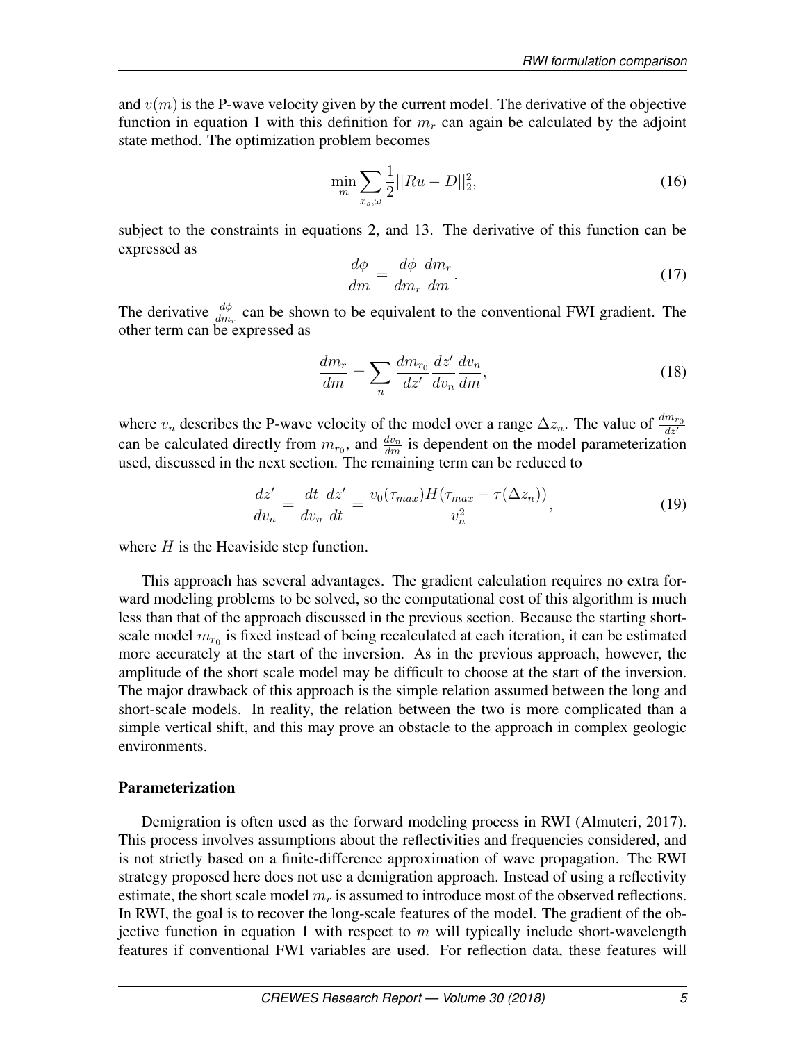and $v(m)$ is the P-wave velocity given by the current model. The derivative of the objective function in equation 1 with this definition for $m_r$ can again be calculated by the adjoint state method. The optimization problem becomes

$$\min_{m} \sum_{x_s,\omega} \frac{1}{2}||Ru - D||_2^2, \tag{16}$$

subject to the constraints in equations 2, and 13. The derivative of this function can be expressed as

$$\frac{d\phi}{dm} = \frac{d\phi}{dm_r}\frac{dm_r}{dm}. \tag{17}$$

The derivative $\frac{d\phi}{dm_r}$ can be shown to be equivalent to the conventional FWI gradient. The other term can be expressed as

$$\frac{dm_r}{dm} = \sum_n \frac{dm_{r_0}}{dz'}\frac{dz'}{dv_n}\frac{dv_n}{dm}, \tag{18}$$

where $v_n$ describes the P-wave velocity of the model over a range $\Delta z_n$. The value of $\frac{dm_{r_0}}{dz'}$ can be calculated directly from $m_{r_0}$, and $\frac{dv_n}{dm}$ is dependent on the model parameterization used, discussed in the next section. The remaining term can be reduced to

$$\frac{dz'}{dv_n} = \frac{dt}{dv_n}\frac{dz'}{dt} = \frac{v_0(\tau_{max})H(\tau_{max} - \tau(\Delta z_n))}{v_n^2}, \tag{19}$$

where $H$ is the Heaviside step function.

This approach has several advantages. The gradient calculation requires no extra forward modeling problems to be solved, so the computational cost of this algorithm is much less than that of the approach discussed in the previous section. Because the starting short-scale model $m_{r_0}$ is fixed instead of being recalculated at each iteration, it can be estimated more accurately at the start of the inversion. As in the previous approach, however, the amplitude of the short scale model may be difficult to choose at the start of the inversion. The major drawback of this approach is the simple relation assumed between the long and short-scale models. In reality, the relation between the two is more complicated than a simple vertical shift, and this may prove an obstacle to the approach in complex geologic environments.

### Parameterization

Demigration is often used as the forward modeling process in RWI (Almuteri, 2017). This process involves assumptions about the reflectivities and frequencies considered, and is not strictly based on a finite-difference approximation of wave propagation. The RWI strategy proposed here does not use a demigration approach. Instead of using a reflectivity estimate, the short scale model $m_r$ is assumed to introduce most of the observed reflections. In RWI, the goal is to recover the long-scale features of the model. The gradient of the objective function in equation 1 with respect to $m$ will typically include short-wavelength features if conventional FWI variables are used. For reflection data, these features will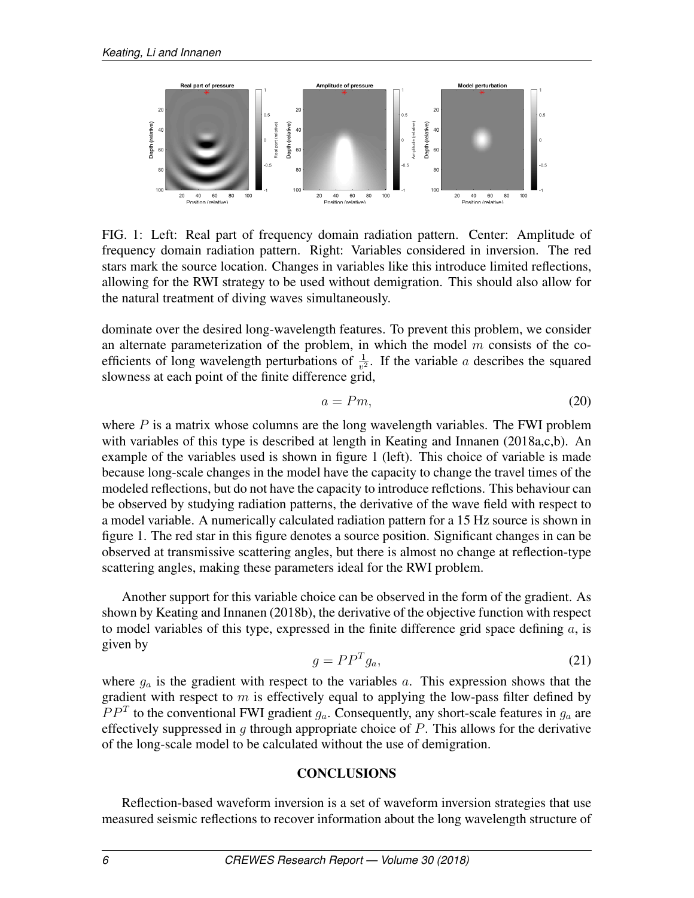FIG. 1: Left: Real part of frequency domain radiation pattern. Center: Amplitude of frequency domain radiation pattern. Right: Variables considered in inversion. The red stars mark the source location. Changes in variables like this introduce limited reflections, allowing for the RWI strategy to be used without demigration. This should also allow for the natural treatment of diving waves simultaneously.

dominate over the desired long-wavelength features. To prevent this problem, we consider an alternate parameterization of the problem, in which the model $m$ consists of the coefficients of long wavelength perturbations of $\frac{1}{v^2}$. If the variable $a$ describes the squared slowness at each point of the finite difference grid,

$$a = Pm, \tag{20}$$

where $P$ is a matrix whose columns are the long wavelength variables. The FWI problem with variables of this type is described at length in Keating and Innanen (2018a,c,b). An example of the variables used is shown in figure 1 (left). This choice of variable is made because long-scale changes in the model have the capacity to change the travel times of the modeled reflections, but do not have the capacity to introduce reflctions. This behaviour can be observed by studying radiation patterns, the derivative of the wave field with respect to a model variable. A numerically calculated radiation pattern for a 15 Hz source is shown in figure 1. The red star in this figure denotes a source position. Significant changes in can be observed at transmissive scattering angles, but there is almost no change at reflection-type scattering angles, making these parameters ideal for the RWI problem.

Another support for this variable choice can be observed in the form of the gradient. As shown by Keating and Innanen (2018b), the derivative of the objective function with respect to model variables of this type, expressed in the finite difference grid space defining $a$, is given by

$$g = PP^T g_a, \tag{21}$$

where $g_a$ is the gradient with respect to the variables $a$. This expression shows that the gradient with respect to $m$ is effectively equal to applying the low-pass filter defined by $PP^T$ to the conventional FWI gradient $g_a$. Consequently, any short-scale features in $g_a$ are effectively suppressed in $g$ through appropriate choice of $P$. This allows for the derivative of the long-scale model to be calculated without the use of demigration.

## CONCLUSIONS

Reflection-based waveform inversion is a set of waveform inversion strategies that use measured seismic reflections to recover information about the long wavelength structure of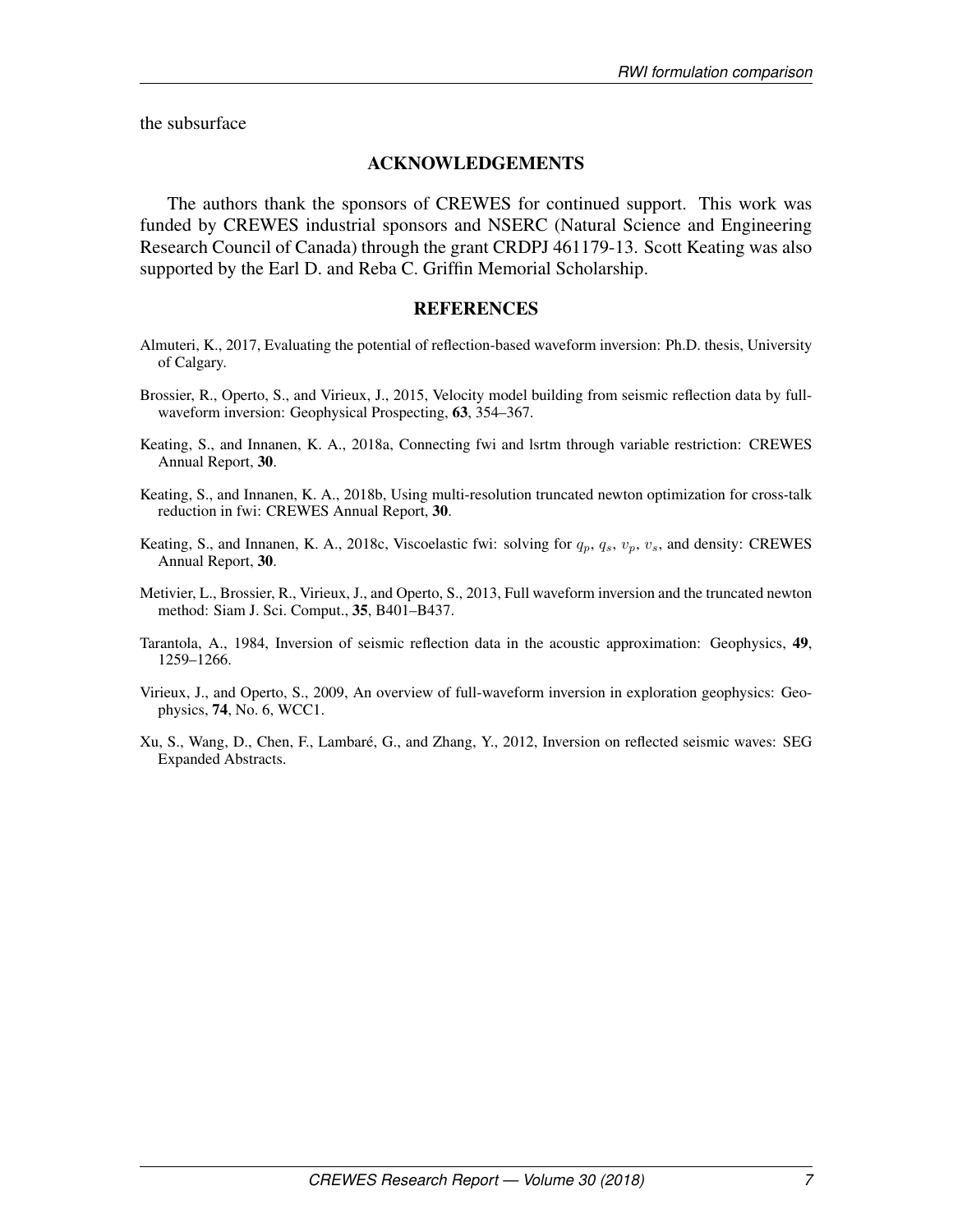the subsurface

## ACKNOWLEDGEMENTS

The authors thank the sponsors of CREWES for continued support. This work was funded by CREWES industrial sponsors and NSERC (Natural Science and Engineering Research Council of Canada) through the grant CRDPJ 461179-13. Scott Keating was also supported by the Earl D. and Reba C. Griffin Memorial Scholarship.

## REFERENCES

Almuteri, K., 2017, Evaluating the potential of reflection-based waveform inversion: Ph.D. thesis, University of Calgary.

Brossier, R., Operto, S., and Virieux, J., 2015, Velocity model building from seismic reflection data by full-waveform inversion: Geophysical Prospecting, **63**, 354–367.

Keating, S., and Innanen, K. A., 2018a, Connecting fwi and lsrtm through variable restriction: CREWES Annual Report, **30**.

Keating, S., and Innanen, K. A., 2018b, Using multi-resolution truncated newton optimization for cross-talk reduction in fwi: CREWES Annual Report, **30**.

Keating, S., and Innanen, K. A., 2018c, Viscoelastic fwi: solving for $q_p$, $q_s$, $v_p$, $v_s$, and density: CREWES Annual Report, **30**.

Metivier, L., Brossier, R., Virieux, J., and Operto, S., 2013, Full waveform inversion and the truncated newton method: Siam J. Sci. Comput., **35**, B401–B437.

Tarantola, A., 1984, Inversion of seismic reflection data in the acoustic approximation: Geophysics, **49**, 1259–1266.

Virieux, J., and Operto, S., 2009, An overview of full-waveform inversion in exploration geophysics: Geophysics, **74**, No. 6, WCC1.

Xu, S., Wang, D., Chen, F., Lambaré, G., and Zhang, Y., 2012, Inversion on reflected seismic waves: SEG Expanded Abstracts.